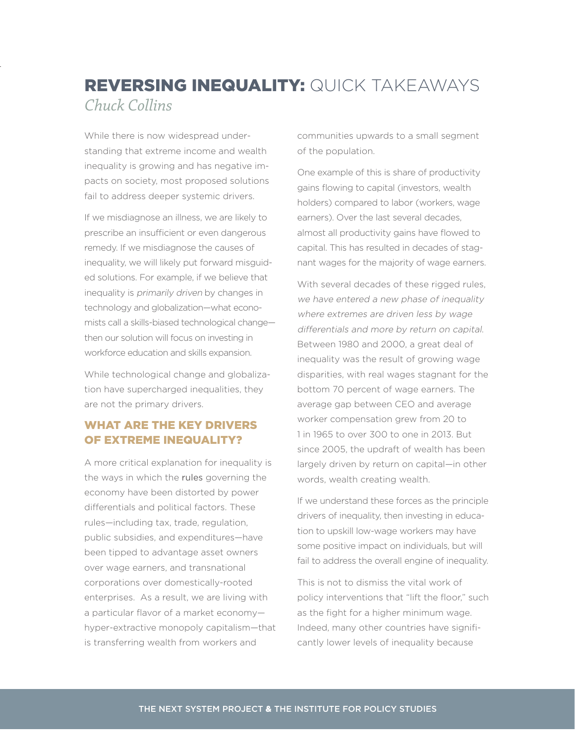# REVERSING INEQUALITY: QUICK TAKEAWAYS

*Chuck Collins*

While there is now widespread understanding that extreme income and wealth inequality is growing and has negative impacts on society, most proposed solutions fail to address deeper systemic drivers.

If we misdiagnose an illness, we are likely to prescribe an insufficient or even dangerous remedy. If we misdiagnose the causes of inequality, we will likely put forward misguided solutions. For example, if we believe that inequality is *primarily driven* by changes in technology and globalization—what economists call a skills-biased technological change—then our solution will focus on investing in workforce education and skills expansion.

While technological change and globalization have supercharged inequalities, they are not the primary drivers.

## WHAT ARE THE KEY DRIVERS OF EXTREME INEQUALITY?

A more critical explanation for inequality is the ways in which the rules governing the economy have been distorted by power differentials and political factors. These rules—including tax, trade, regulation, public subsidies, and expenditures—have been tipped to advantage asset owners over wage earners, and transnational corporations over domestically-rooted enterprises. As a result, we are living with a particular flavor of a market economy—hyper-extractive monopoly capitalism—that is transferring wealth from workers and communities upwards to a small segment of the population.

One example of this is share of productivity gains flowing to capital (investors, wealth holders) compared to labor (workers, wage earners). Over the last several decades, almost all productivity gains have flowed to capital. This has resulted in decades of stagnant wages for the majority of wage earners.

With several decades of these rigged rules, *we have entered a new phase of inequality where extremes are driven less by wage differentials and more by return on capital.* Between 1980 and 2000, a great deal of inequality was the result of growing wage disparities, with real wages stagnant for the bottom 70 percent of wage earners. The average gap between CEO and average worker compensation grew from 20 to 1 in 1965 to over 300 to one in 2013. But since 2005, the updraft of wealth has been largely driven by return on capital—in other words, wealth creating wealth.

If we understand these forces as the principle drivers of inequality, then investing in education to upskill low-wage workers may have some positive impact on individuals, but will fail to address the overall engine of inequality.

This is not to dismiss the vital work of policy interventions that "lift the floor," such as the fight for a higher minimum wage. Indeed, many other countries have significantly lower levels of inequality because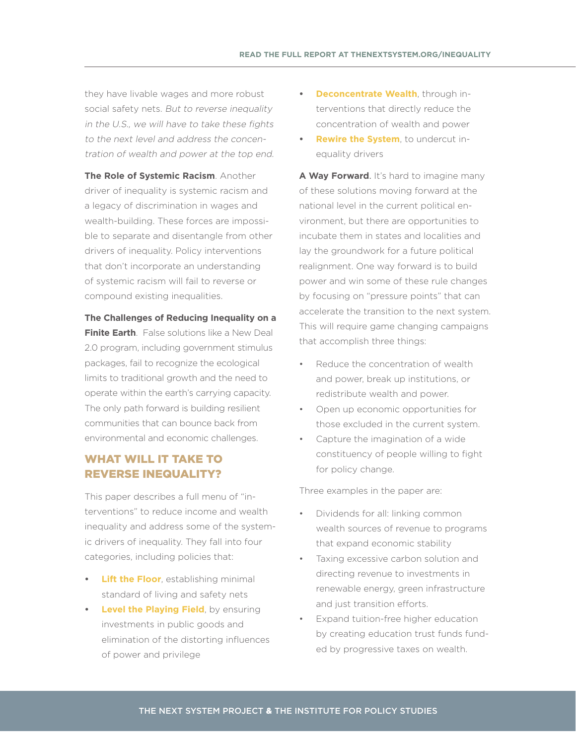they have livable wages and more robust social safety nets. *But to reverse inequality in the U.S., we will have to take these fights to the next level and address the concentration of wealth and power at the top end.*

**The Role of Systemic Racism**. Another driver of inequality is systemic racism and a legacy of discrimination in wages and wealth-building. These forces are impossible to separate and disentangle from other drivers of inequality. Policy interventions that don't incorporate an understanding of systemic racism will fail to reverse or compound existing inequalities.

**The Challenges of Reducing Inequality on a Finite Earth**. False solutions like a New Deal 2.0 program, including government stimulus packages, fail to recognize the ecological limits to traditional growth and the need to operate within the earth's carrying capacity. The only path forward is building resilient communities that can bounce back from environmental and economic challenges.

## WHAT WILL IT TAKE TO REVERSE INEQUALITY?

This paper describes a full menu of "interventions" to reduce income and wealth inequality and address some of the systemic drivers of inequality. They fall into four categories, including policies that:

- **Lift the Floor**, establishing minimal standard of living and safety nets
- **Level the Playing Field**, by ensuring investments in public goods and elimination of the distorting influences of power and privilege
- **Deconcentrate Wealth**, through interventions that directly reduce the concentration of wealth and power
- **Rewire the System**, to undercut inequality drivers

**A Way Forward.** It's hard to imagine many of these solutions moving forward at the national level in the current political environment, but there are opportunities to incubate them in states and localities and lay the groundwork for a future political realignment. One way forward is to build power and win some of these rule changes by focusing on "pressure points" that can accelerate the transition to the next system. This will require game changing campaigns that accomplish three things:

- Reduce the concentration of wealth and power, break up institutions, or redistribute wealth and power.
- Open up economic opportunities for those excluded in the current system.
- Capture the imagination of a wide constituency of people willing to fight for policy change.

Three examples in the paper are:

- Dividends for all: linking common wealth sources of revenue to programs that expand economic stability
- Taxing excessive carbon solution and directing revenue to investments in renewable energy, green infrastructure and just transition efforts.
- Expand tuition-free higher education by creating education trust funds funded by progressive taxes on wealth.